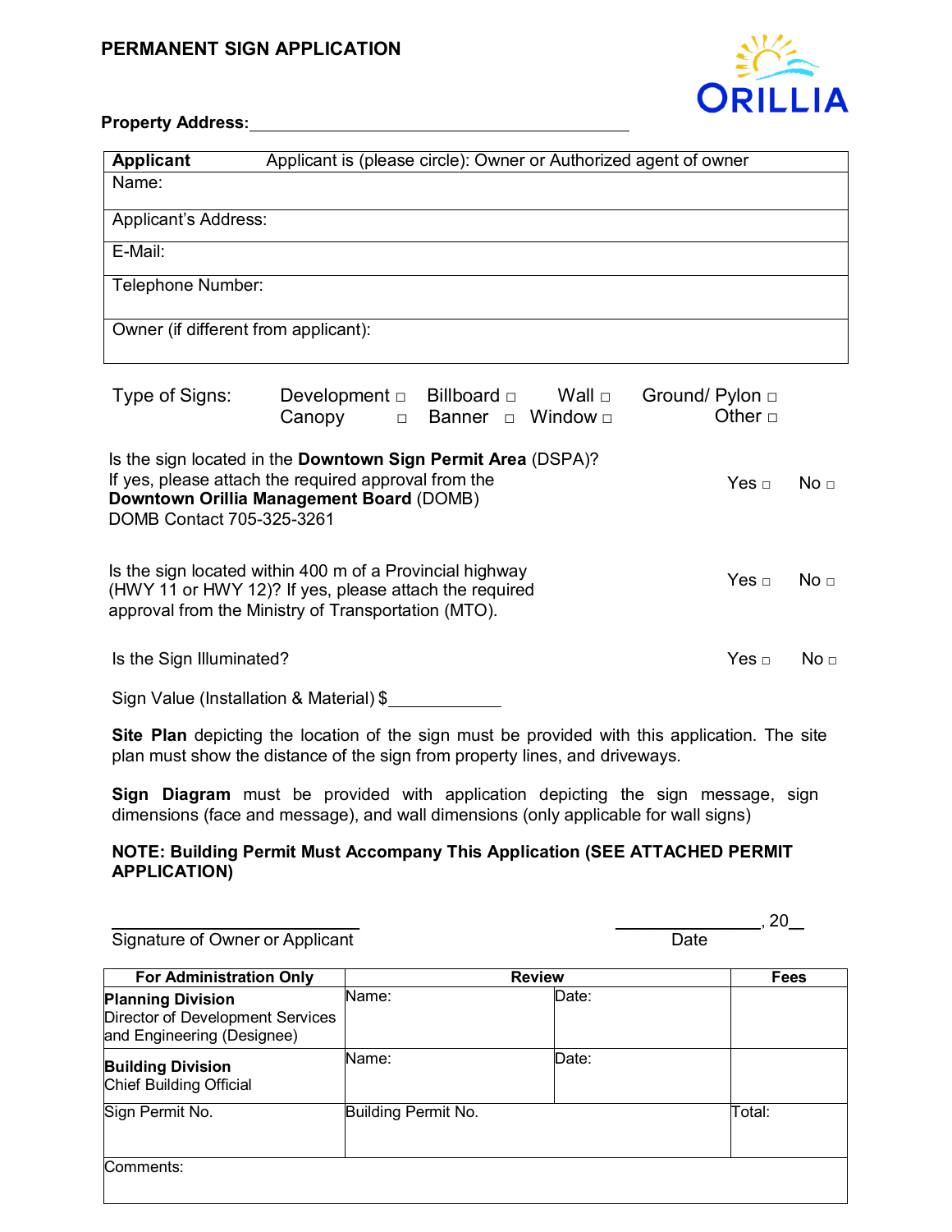# PERMANENT SIGN APPLICATION

ORILLIA

**Property Address:** ________________________________________

| **Applicant** Applicant is (please circle): Owner or Authorized agent of owner |
|---|
| Name: |
| Applicant's Address: |
| E-Mail: |
| Telephone Number: |
| Owner (if different from applicant): |

Type of Signs: Development □ Billboard □ Wall □ Ground/ Pylon □ Canopy □ Banner □ Window □ Other □

Is the sign located in the **Downtown Sign Permit Area** (DSPA)? If yes, please attach the required approval from the **Downtown Orillia Management Board** (DOMB) DOMB Contact 705-325-3261 Yes □ No □

Is the sign located within 400 m of a Provincial highway (HWY 11 or HWY 12)? If yes, please attach the required approval from the Ministry of Transportation (MTO). Yes □ No □

Is the Sign Illuminated? Yes □ No □

Sign Value (Installation & Material) $____________

**Site Plan** depicting the location of the sign must be provided with this application. The site plan must show the distance of the sign from property lines, and driveways.

**Sign Diagram** must be provided with application depicting the sign message, sign dimensions (face and message), and wall dimensions (only applicable for wall signs)

**NOTE: Building Permit Must Accompany This Application (SEE ATTACHED PERMIT APPLICATION)**

___________________________ ______________, 20__

Signature of Owner or Applicant Date

| **For Administration Only** | **Review** | | **Fees** |
|---|---|---|---|
| **Planning Division** Director of Development Services and Engineering (Designee) | Name: | Date: | |
| **Building Division** Chief Building Official | Name: | Date: | |
| Sign Permit No. | Building Permit No. | | Total: |
| Comments: | | | |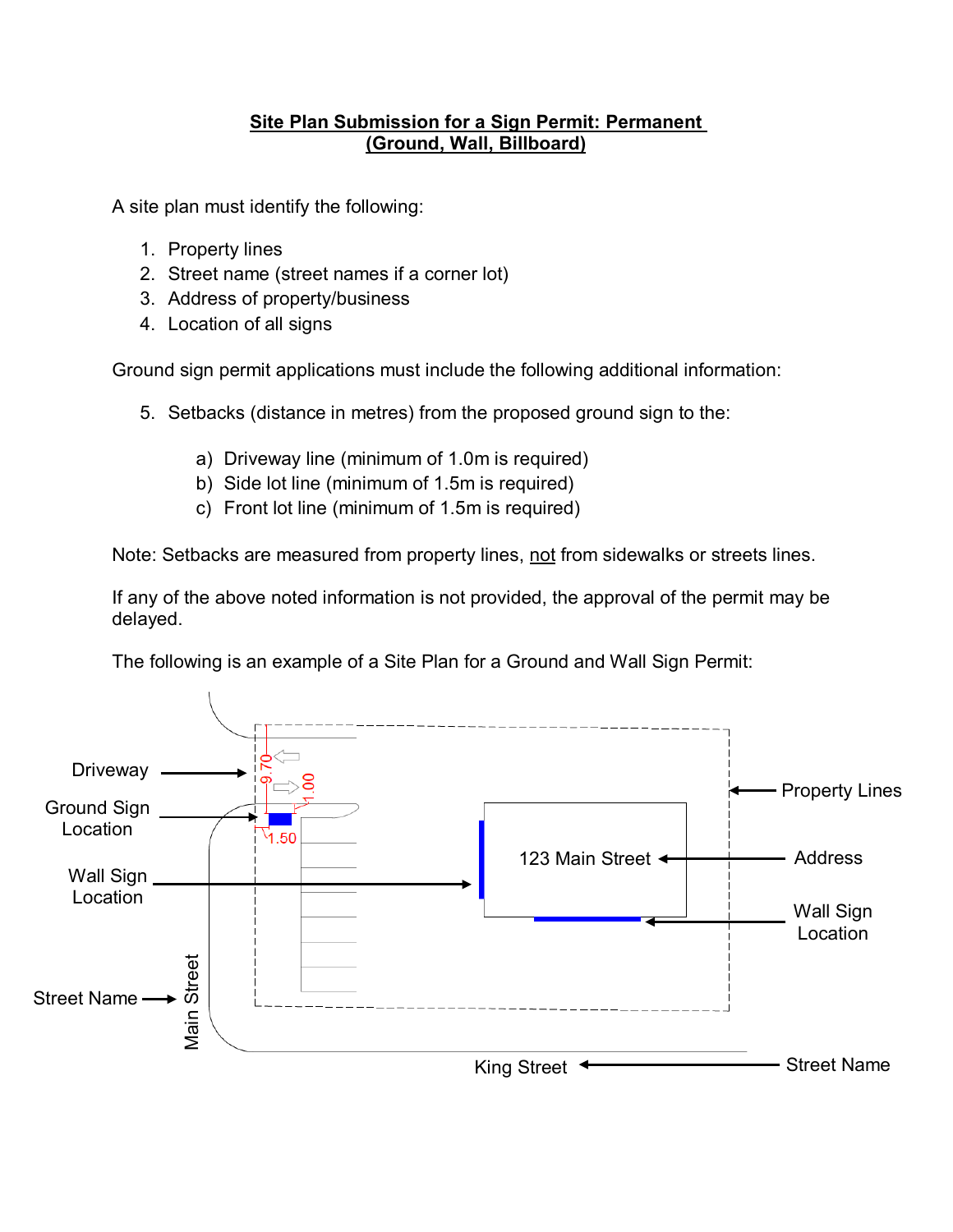## Site Plan Submission for a Sign Permit: Permanent (Ground, Wall, Billboard)

A site plan must identify the following:

1. Property lines
2. Street name (street names if a corner lot)
3. Address of property/business
4. Location of all signs

Ground sign permit applications must include the following additional information:

5. Setbacks (distance in metres) from the proposed ground sign to the:

   a) Driveway line (minimum of 1.0m is required)
   b) Side lot line (minimum of 1.5m is required)
   c) Front lot line (minimum of 1.5m is required)

Note: Setbacks are measured from property lines, not from sidewalks or streets lines.

If any of the above noted information is not provided, the approval of the permit may be delayed.

The following is an example of a Site Plan for a Ground and Wall Sign Permit:

Driveway

Ground Sign Location

Wall Sign Location

Street Name

Main Street

9.70

1.00

1.50

123 Main Street

Property Lines

Address

Wall Sign Location

King Street

Street Name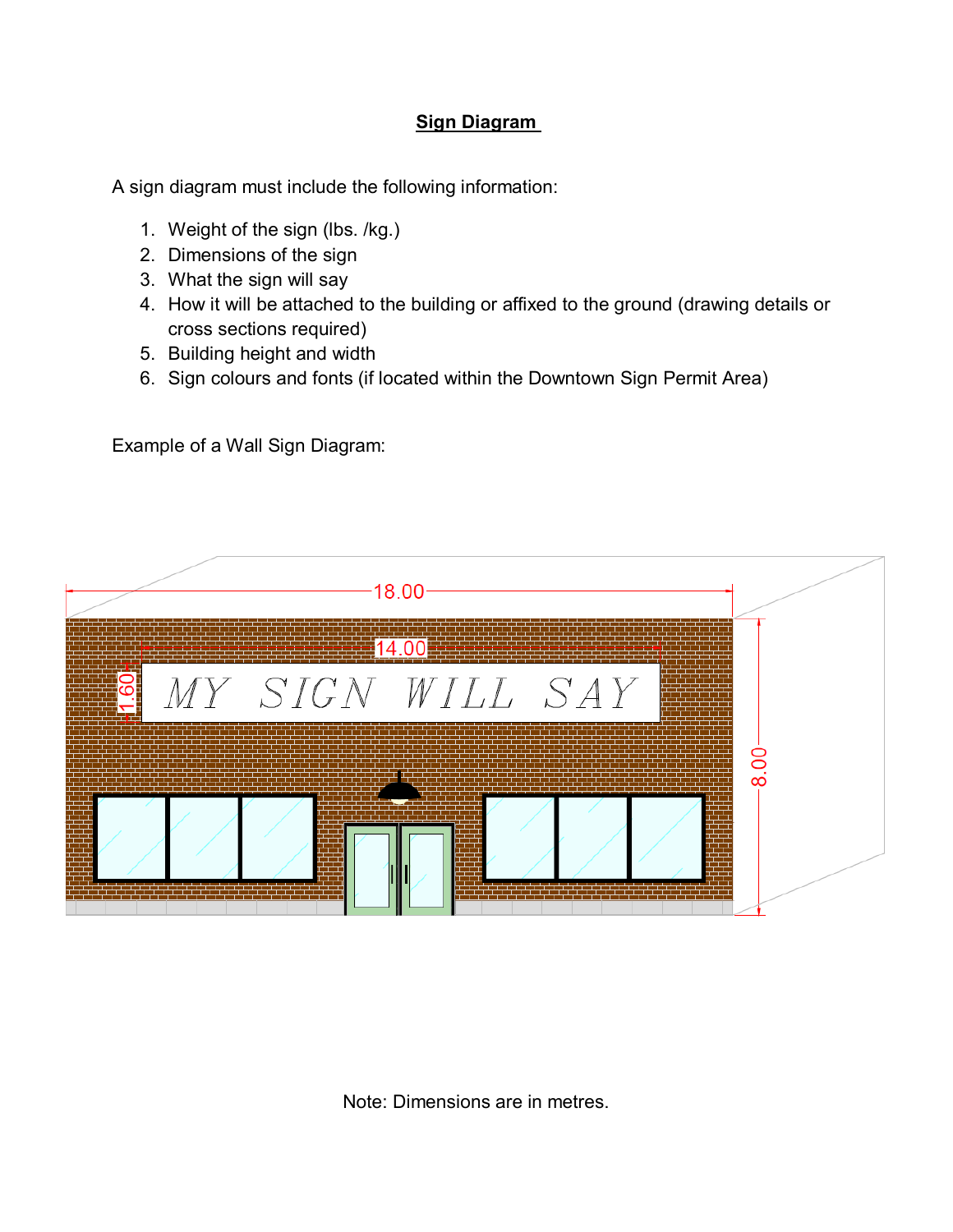## Sign Diagram

A sign diagram must include the following information:

1. Weight of the sign (lbs. /kg.)
2. Dimensions of the sign
3. What the sign will say
4. How it will be attached to the building or affixed to the ground (drawing details or cross sections required)
5. Building height and width
6. Sign colours and fonts (if located within the Downtown Sign Permit Area)

Example of a Wall Sign Diagram:

18.00

14.00

1.60

MY SIGN WILL SAY

8.00

Note: Dimensions are in metres.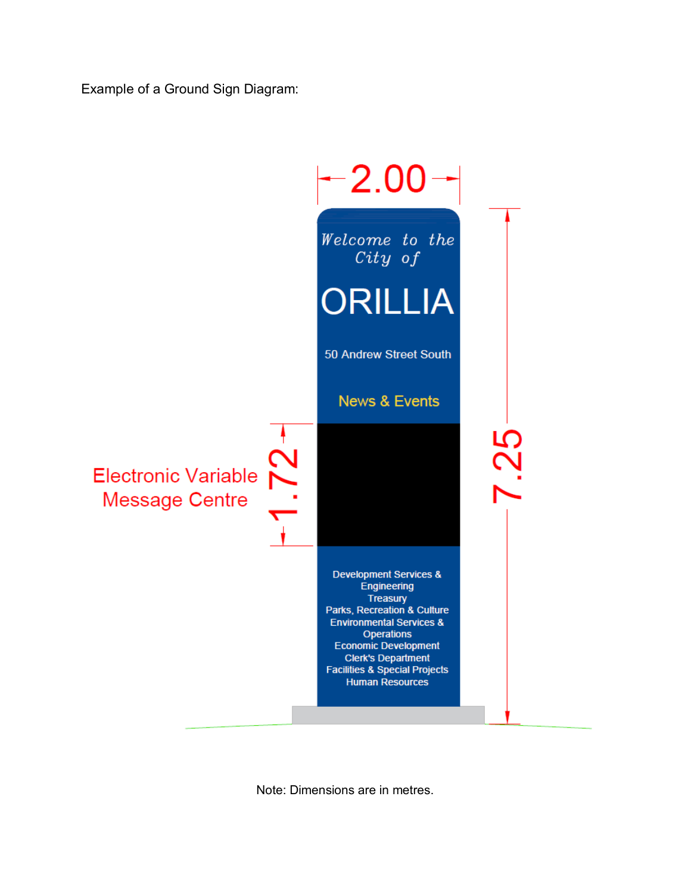Example of a Ground Sign Diagram:

2.00

Welcome to the City of

ORILLIA

50 Andrew Street South

News & Events

Electronic Variable Message Centre

1.72

7.25

Development Services & Engineering
Treasury
Parks, Recreation & Culture
Environmental Services & Operations
Economic Development
Clerk's Department
Facilities & Special Projects
Human Resources

Note: Dimensions are in metres.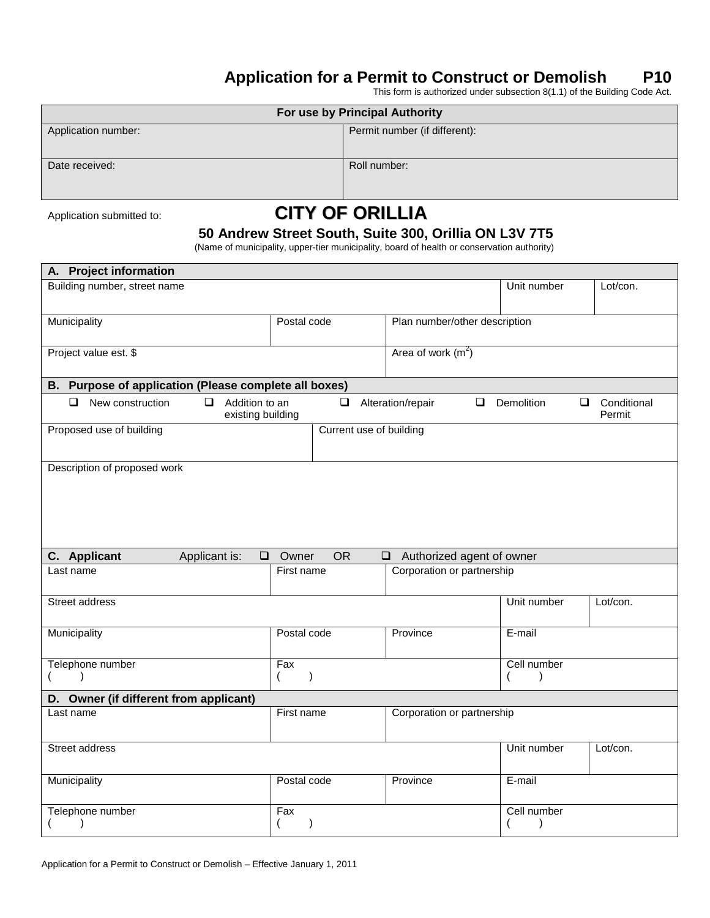# Application for a Permit to Construct or Demolish P10

This form is authorized under subsection 8(1.1) of the Building Code Act.

| For use by Principal Authority | |
|---|---|
| Application number: | Permit number (if different): |
| Date received: | Roll number: |

Application submitted to: **CITY OF ORILLIA**

**50 Andrew Street South, Suite 300, Orillia ON L3V 7T5**

(Name of municipality, upper-tier municipality, board of health or conservation authority)

| **A. Project information** | | | | |
|---|---|---|---|---|
| Building number, street name | | | Unit number | Lot/con. |
| Municipality | Postal code | Plan number/other description | | |
| Project value est. $ | | Area of work ($m^2$) | | |

| **B. Purpose of application (Please complete all boxes)** | | | | |
|---|---|---|---|---|
| ❑ New construction | ❑ Addition to an existing building | ❑ Alteration/repair | ❑ Demolition | ❑ Conditional Permit |
| Proposed use of building | | Current use of building | | |
| Description of proposed work | | | | |

| **C. Applicant** Applicant is: ❑ Owner OR ❑ Authorized agent of owner | | | | |
|---|---|---|---|---|
| Last name | First name | Corporation or partnership | | |
| Street address | | | Unit number | Lot/con. |
| Municipality | Postal code | Province | E-mail | |
| Telephone number ( ) | Fax ( ) | | Cell number ( ) | |

| **D. Owner (if different from applicant)** | | | | |
|---|---|---|---|---|
| Last name | First name | Corporation or partnership | | |
| Street address | | | Unit number | Lot/con. |
| Municipality | Postal code | Province | E-mail | |
| Telephone number ( ) | Fax ( ) | | Cell number ( ) | |

Application for a Permit to Construct or Demolish – Effective January 1, 2011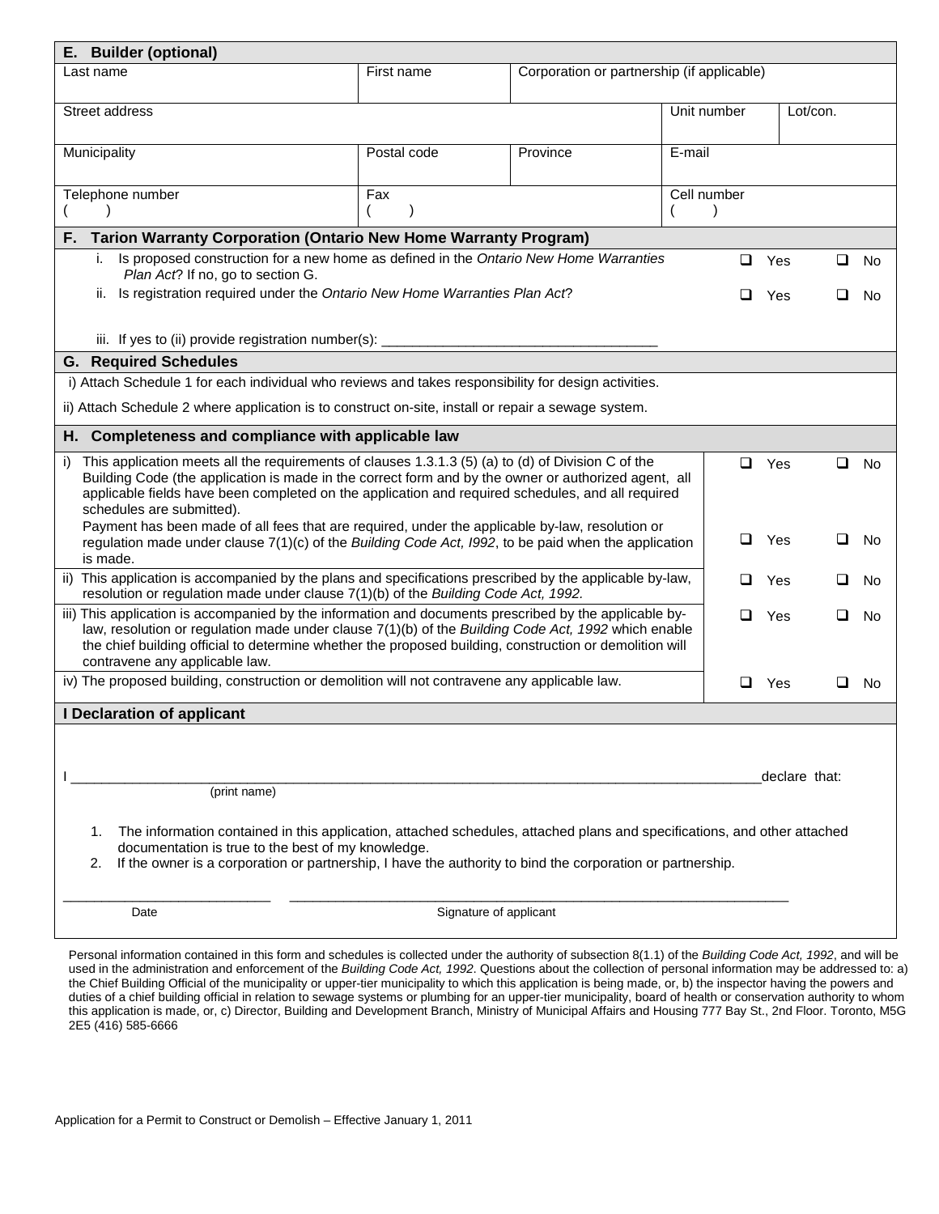## E. Builder (optional)

| Last name | First name | Corporation or partnership (if applicable) | | |
|---|---|---|---|---|
| **Street address** | | | **Unit number** | **Lot/con.** |
| **Municipality** | **Postal code** | **Province** | **E-mail** | |
| **Telephone number** ( ) | **Fax** ( ) | | **Cell number** ( ) | |

## F. Tarion Warranty Corporation (Ontario New Home Warranty Program)

| | | |
|---|---|---|
| i. Is proposed construction for a new home as defined in the *Ontario New Home Warranties Plan Act*? If no, go to section G. | ❑ Yes | ❑ No |
| ii. Is registration required under the *Ontario New Home Warranties Plan Act*? | ❑ Yes | ❑ No |
| iii. If yes to (ii) provide registration number(s): ___________________________________ | | |

## G. Required Schedules

i) Attach Schedule 1 for each individual who reviews and takes responsibility for design activities.

ii) Attach Schedule 2 where application is to construct on-site, install or repair a sewage system.

## H. Completeness and compliance with applicable law

| | | |
|---|---|---|
| i) This application meets all the requirements of clauses 1.3.1.3 (5) (a) to (d) of Division C of the Building Code (the application is made in the correct form and by the owner or authorized agent, all applicable fields have been completed on the application and required schedules, and all required schedules are submitted). | ❑ Yes | ❑ No |
| Payment has been made of all fees that are required, under the applicable by-law, resolution or regulation made under clause 7(1)(c) of the *Building Code Act, I992*, to be paid when the application is made. | ❑ Yes | ❑ No |
| ii) This application is accompanied by the plans and specifications prescribed by the applicable by-law, resolution or regulation made under clause 7(1)(b) of the *Building Code Act, 1992.* | ❑ Yes | ❑ No |
| iii) This application is accompanied by the information and documents prescribed by the applicable by-law, resolution or regulation made under clause 7(1)(b) of the *Building Code Act, 1992* which enable the chief building official to determine whether the proposed building, construction or demolition will contravene any applicable law. | ❑ Yes | ❑ No |
| iv) The proposed building, construction or demolition will not contravene any applicable law. | ❑ Yes | ❑ No |

## I Declaration of applicant

I ________________________________________________________________________________declare that:
(print name)

1. The information contained in this application, attached schedules, attached plans and specifications, and other attached documentation is true to the best of my knowledge.
2. If the owner is a corporation or partnership, I have the authority to bind the corporation or partnership.

___________________________ &nbsp;&nbsp; _________________________________________________________________
Date &nbsp;&nbsp;&nbsp;&nbsp;&nbsp;&nbsp;&nbsp;&nbsp;&nbsp;&nbsp;&nbsp;&nbsp;&nbsp;&nbsp;&nbsp;&nbsp;&nbsp;&nbsp;&nbsp;&nbsp; Signature of applicant

Personal information contained in this form and schedules is collected under the authority of subsection 8(1.1) of the *Building Code Act, 1992*, and will be used in the administration and enforcement of the *Building Code Act, 1992*. Questions about the collection of personal information may be addressed to: a) the Chief Building Official of the municipality or upper-tier municipality to which this application is being made, or, b) the inspector having the powers and duties of a chief building official in relation to sewage systems or plumbing for an upper-tier municipality, board of health or conservation authority to whom this application is made, or, c) Director, Building and Development Branch, Ministry of Municipal Affairs and Housing 777 Bay St., 2nd Floor. Toronto, M5G 2E5 (416) 585-6666

Application for a Permit to Construct or Demolish – Effective January 1, 2011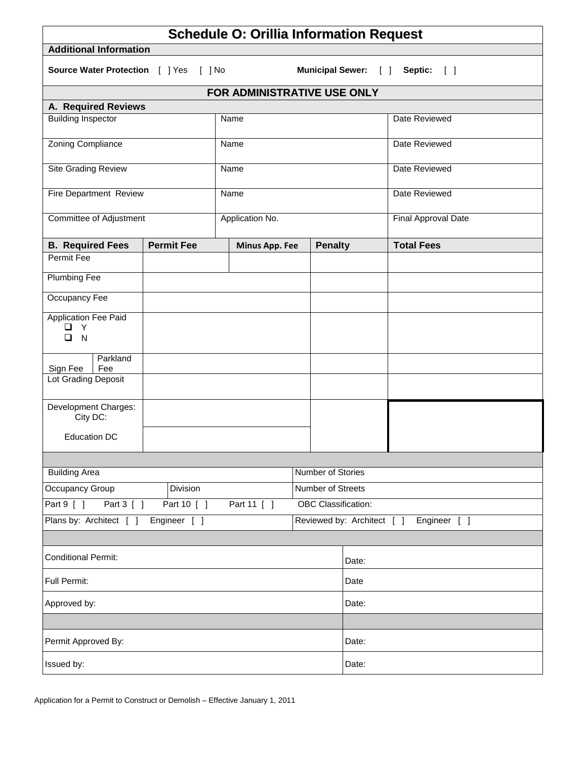# Schedule O: Orillia Information Request

**Additional Information**

**Source Water Protection** [ ] Yes [ ] No **Municipal Sewer:** [ ] **Septic:** [ ]

## FOR ADMINISTRATIVE USE ONLY

**A. Required Reviews**

| | | |
|---|---|---|
| Building Inspector | Name | Date Reviewed |
| Zoning Compliance | Name | Date Reviewed |
| Site Grading Review | Name | Date Reviewed |
| Fire Department Review | Name | Date Reviewed |
| Committee of Adjustment | Application No. | Final Approval Date |

| **B. Required Fees** | **Permit Fee** | **Minus App. Fee** | **Penalty** | **Total Fees** |
|---|---|---|---|---|
| Permit Fee | | | | |
| Plumbing Fee | | | | |
| Occupancy Fee | | | | |
| Application Fee Paid ❑ Y ❑ N | | | | |
| Sign Fee / Parkland Fee | | | | |
| Lot Grading Deposit | | | | |
| Development Charges: City DC: | | | | |
| Education DC | | | | |

| | | |
|---|---|---|
| Building Area | | Number of Stories |
| Occupancy Group | Division | Number of Streets |
| Part 9 [ ] Part 3 [ ] Part 10 [ ] Part 11 [ ] | | OBC Classification: |
| Plans by: Architect [ ] Engineer [ ] | | Reviewed by: Architect [ ] Engineer [ ] |

| | |
|---|---|
| Conditional Permit: | Date: |
| Full Permit: | Date |
| Approved by: | Date: |
| | |
| Permit Approved By: | Date: |
| Issued by: | Date: |

Application for a Permit to Construct or Demolish – Effective January 1, 2011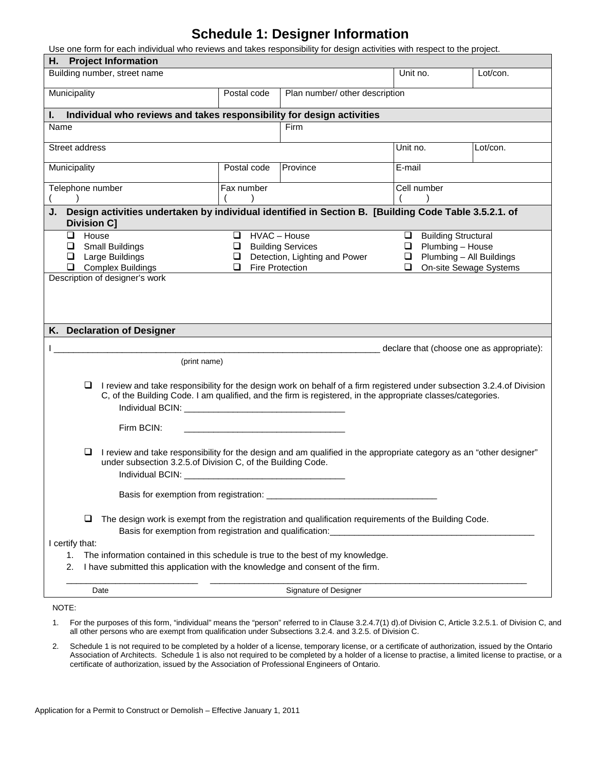# Schedule 1: Designer Information

Use one form for each individual who reviews and takes responsibility for design activities with respect to the project.

## H. Project Information

| Building number, street name | | | Unit no. | Lot/con. |
|---|---|---|---|---|
| Municipality | Postal code | Plan number/ other description | | |

## I. Individual who reviews and takes responsibility for design activities

| Name | | Firm | | |
|---|---|---|---|---|
| Street address | | | Unit no. | Lot/con. |
| Municipality | Postal code | Province | E-mail | |
| Telephone number ( ) | Fax number ( ) | | Cell number ( ) | |

## J. Design activities undertaken by individual identified in Section B. [Building Code Table 3.5.2.1. of Division C]

| | | |
|---|---|---|
| ☐ House | ☐ HVAC – House | ☐ Building Structural |
| ☐ Small Buildings | ☐ Building Services | ☐ Plumbing – House |
| ☐ Large Buildings | ☐ Detection, Lighting and Power | ☐ Plumbing – All Buildings |
| ☐ Complex Buildings | ☐ Fire Protection | ☐ On-site Sewage Systems |

Description of designer's work

## K. Declaration of Designer

I _______________________________________________ declare that (choose one as appropriate):
(print name)

☐ I review and take responsibility for the design work on behalf of a firm registered under subsection 3.2.4.of Division C, of the Building Code. I am qualified, and the firm is registered, in the appropriate classes/categories.

Individual BCIN: _______________________________

Firm BCIN: _______________________________

☐ I review and take responsibility for the design and am qualified in the appropriate category as an "other designer" under subsection 3.2.5.of Division C, of the Building Code.

Individual BCIN: _______________________________

Basis for exemption from registration: _______________________________

☐ The design work is exempt from the registration and qualification requirements of the Building Code.

Basis for exemption from registration and qualification: _______________________________

I certify that:

1. The information contained in this schedule is true to the best of my knowledge.
2. I have submitted this application with the knowledge and consent of the firm.

_________________________ _______________________________________________
Date Signature of Designer

NOTE:

1. For the purposes of this form, "individual" means the "person" referred to in Clause 3.2.4.7(1) d).of Division C, Article 3.2.5.1. of Division C, and all other persons who are exempt from qualification under Subsections 3.2.4. and 3.2.5. of Division C.
2. Schedule 1 is not required to be completed by a holder of a license, temporary license, or a certificate of authorization, issued by the Ontario Association of Architects. Schedule 1 is also not required to be completed by a holder of a license to practise, a limited license to practise, or a certificate of authorization, issued by the Association of Professional Engineers of Ontario.

Application for a Permit to Construct or Demolish – Effective January 1, 2011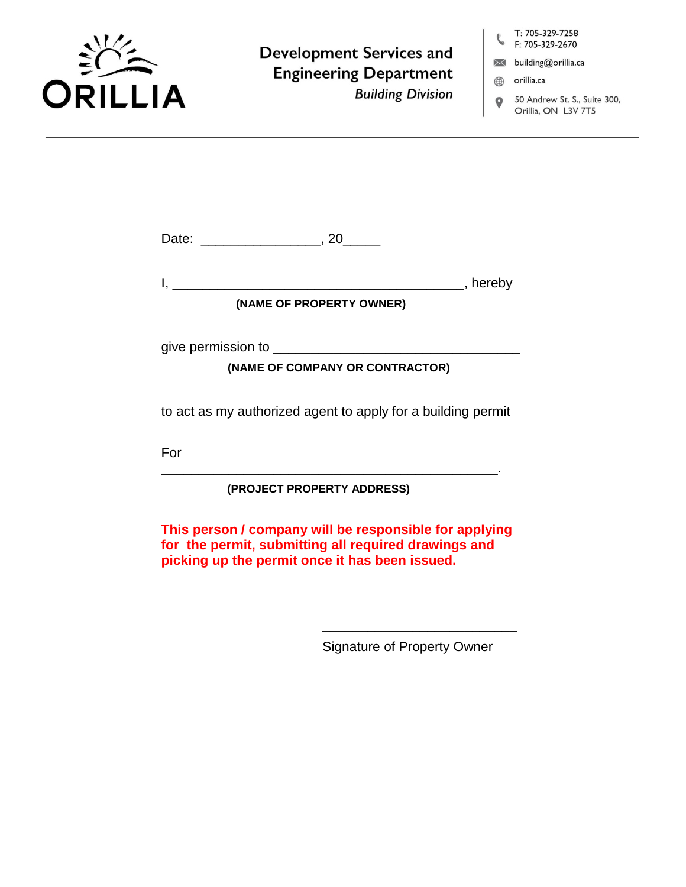ORILLIA

**Development Services and Engineering Department**
*Building Division*

T: 705-329-7258
F: 705-329-2670
building@orillia.ca
orillia.ca
50 Andrew St. S., Suite 300,
Orillia, ON L3V 7T5

---

Date: ________________, 20_____

I, _______________________________________, hereby

**(NAME OF PROPERTY OWNER)**

give permission to _________________________________

**(NAME OF COMPANY OR CONTRACTOR)**

to act as my authorized agent to apply for a building permit

For
_____________________________________________.

**(PROJECT PROPERTY ADDRESS)**

**This person / company will be responsible for applying for the permit, submitting all required drawings and picking up the permit once it has been issued.**

__________________________
Signature of Property Owner